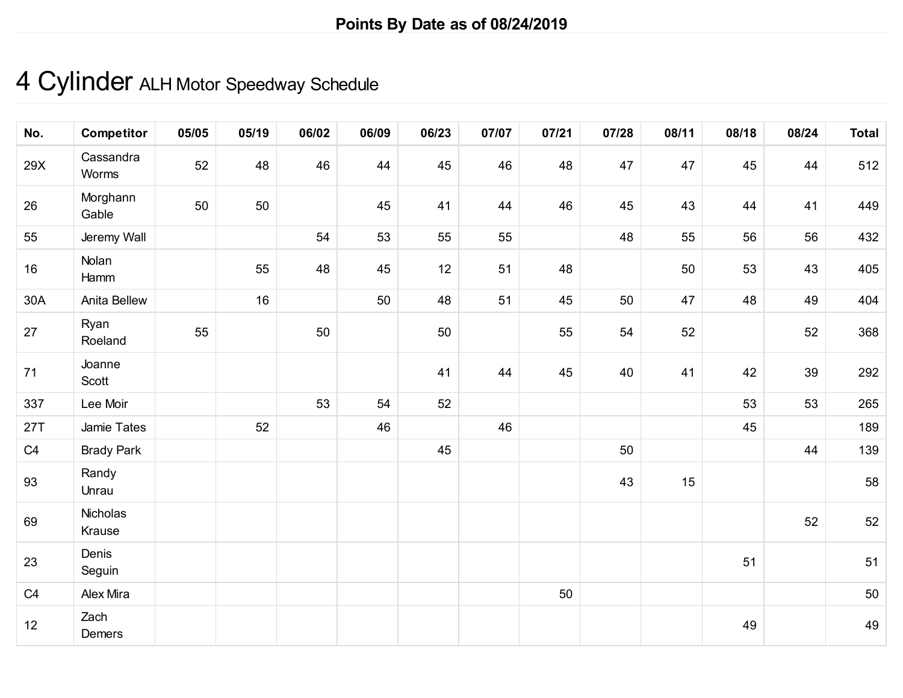**Points By Date as of 08/24/2019**

# 4 Cylinder ALH Motor Speedway Schedule

| No. | Competitor | 05/05 | 05/19 | 06/02 | 06/09 | 06/23 | 07/07 | 07/21 | 07/28 | 08/11 | 08/18 | 08/24 | Total |
|---|---|---|---|---|---|---|---|---|---|---|---|---|---|
| 29X | Cassandra Worms | 52 | 48 | 46 | 44 | 45 | 46 | 48 | 47 | 47 | 45 | 44 | 512 |
| 26 | Morghann Gable | 50 | 50 | | 45 | 41 | 44 | 46 | 45 | 43 | 44 | 41 | 449 |
| 55 | Jeremy Wall | | | 54 | 53 | 55 | 55 | | 48 | 55 | 56 | 56 | 432 |
| 16 | Nolan Hamm | | 55 | 48 | 45 | 12 | 51 | 48 | | 50 | 53 | 43 | 405 |
| 30A | Anita Bellew | | 16 | | 50 | 48 | 51 | 45 | 50 | 47 | 48 | 49 | 404 |
| 27 | Ryan Roeland | 55 | | 50 | | 50 | | 55 | 54 | 52 | | 52 | 368 |
| 71 | Joanne Scott | | | | | 41 | 44 | 45 | 40 | 41 | 42 | 39 | 292 |
| 337 | Lee Moir | | | 53 | 54 | 52 | | | | | 53 | 53 | 265 |
| 27T | Jamie Tates | | 52 | | 46 | | 46 | | | | 45 | | 189 |
| C4 | Brady Park | | | | | 45 | | | 50 | | | 44 | 139 |
| 93 | Randy Unrau | | | | | | | | 43 | 15 | | | 58 |
| 69 | Nicholas Krause | | | | | | | | | | | 52 | 52 |
| 23 | Denis Seguin | | | | | | | | | | 51 | | 51 |
| C4 | Alex Mira | | | | | | | 50 | | | | | 50 |
| 12 | Zach Demers | | | | | | | | | | 49 | | 49 |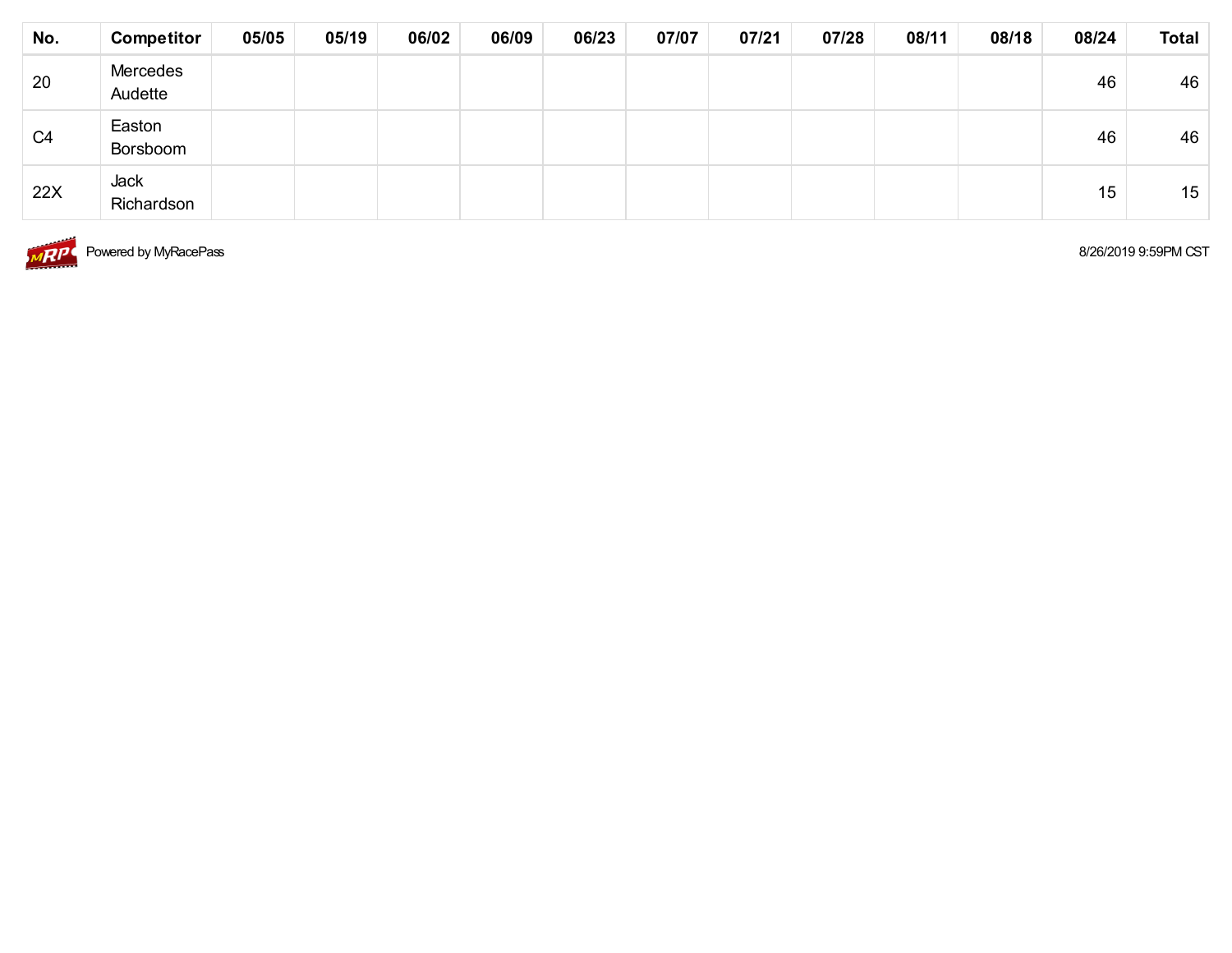| No. | Competitor | 05/05 | 05/19 | 06/02 | 06/09 | 06/23 | 07/07 | 07/21 | 07/28 | 08/11 | 08/18 | 08/24 | Total |
|---|---|---|---|---|---|---|---|---|---|---|---|---|---|
| 20 | Mercedes Audette | | | | | | | | | | | 46 | 46 |
| C4 | Easton Borsboom | | | | | | | | | | | 46 | 46 |
| 22X | Jack Richardson | | | | | | | | | | | 15 | 15 |

Powered by MyRacePass

8/26/2019 9:59PM CST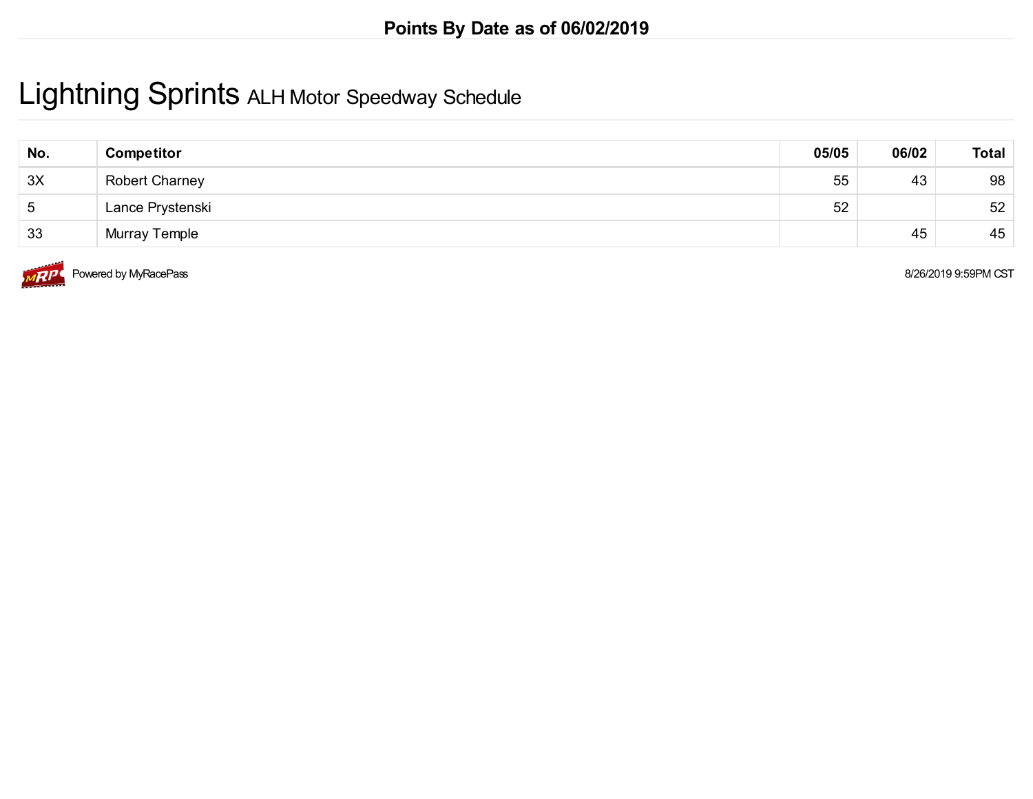**Points By Date as of 06/02/2019**

# Lightning Sprints ALH Motor Speedway Schedule

| No. | Competitor | 05/05 | 06/02 | Total |
|---|---|---|---|---|
| 3X | Robert Charney | 55 | 43 | 98 |
| 5 | Lance Prystenski | 52 | | 52 |
| 33 | Murray Temple | | 45 | 45 |

Powered by MyRacePass

8/26/2019 9:59PM CST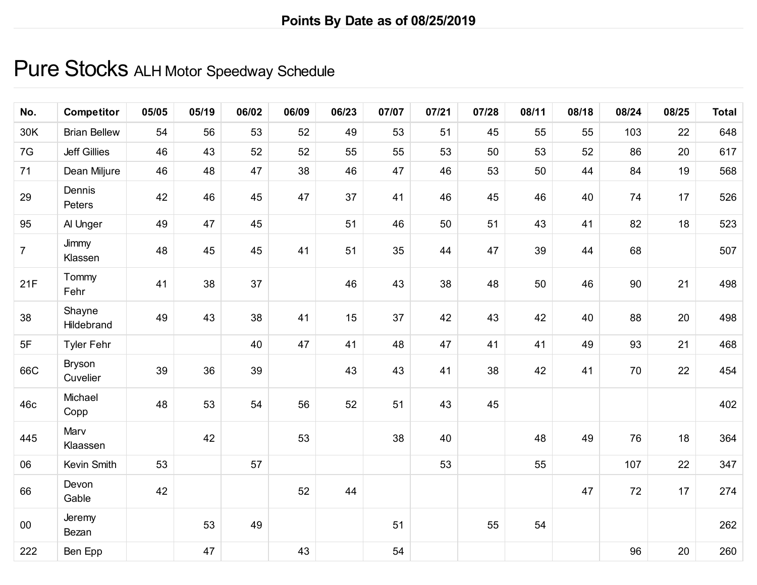**Points By Date as of 08/25/2019**

# Pure Stocks ALH Motor Speedway Schedule

| No. | Competitor | 05/05 | 05/19 | 06/02 | 06/09 | 06/23 | 07/07 | 07/21 | 07/28 | 08/11 | 08/18 | 08/24 | 08/25 | Total |
|---|---|---|---|---|---|---|---|---|---|---|---|---|---|---|
| 30K | Brian Bellew | 54 | 56 | 53 | 52 | 49 | 53 | 51 | 45 | 55 | 55 | 103 | 22 | 648 |
| 7G | Jeff Gillies | 46 | 43 | 52 | 52 | 55 | 55 | 53 | 50 | 53 | 52 | 86 | 20 | 617 |
| 71 | Dean Miljure | 46 | 48 | 47 | 38 | 46 | 47 | 46 | 53 | 50 | 44 | 84 | 19 | 568 |
| 29 | Dennis Peters | 42 | 46 | 45 | 47 | 37 | 41 | 46 | 45 | 46 | 40 | 74 | 17 | 526 |
| 95 | Al Unger | 49 | 47 | 45 | | 51 | 46 | 50 | 51 | 43 | 41 | 82 | 18 | 523 |
| 7 | Jimmy Klassen | 48 | 45 | 45 | 41 | 51 | 35 | 44 | 47 | 39 | 44 | 68 | | 507 |
| 21F | Tommy Fehr | 41 | 38 | 37 | | 46 | 43 | 38 | 48 | 50 | 46 | 90 | 21 | 498 |
| 38 | Shayne Hildebrand | 49 | 43 | 38 | 41 | 15 | 37 | 42 | 43 | 42 | 40 | 88 | 20 | 498 |
| 5F | Tyler Fehr | | | 40 | 47 | 41 | 48 | 47 | 41 | 41 | 49 | 93 | 21 | 468 |
| 66C | Bryson Cuvelier | 39 | 36 | 39 | | 43 | 43 | 41 | 38 | 42 | 41 | 70 | 22 | 454 |
| 46c | Michael Copp | 48 | 53 | 54 | 56 | 52 | 51 | 43 | 45 | | | | | 402 |
| 445 | Marv Klaassen | | 42 | | 53 | | 38 | 40 | | 48 | 49 | 76 | 18 | 364 |
| 06 | Kevin Smith | 53 | | 57 | | | | 53 | | 55 | | 107 | 22 | 347 |
| 66 | Devon Gable | 42 | | | 52 | 44 | | | | | 47 | 72 | 17 | 274 |
| 00 | Jeremy Bezan | | 53 | 49 | | | 51 | | 55 | 54 | | | | 262 |
| 222 | Ben Epp | | 47 | | 43 | | 54 | | | | | 96 | 20 | 260 |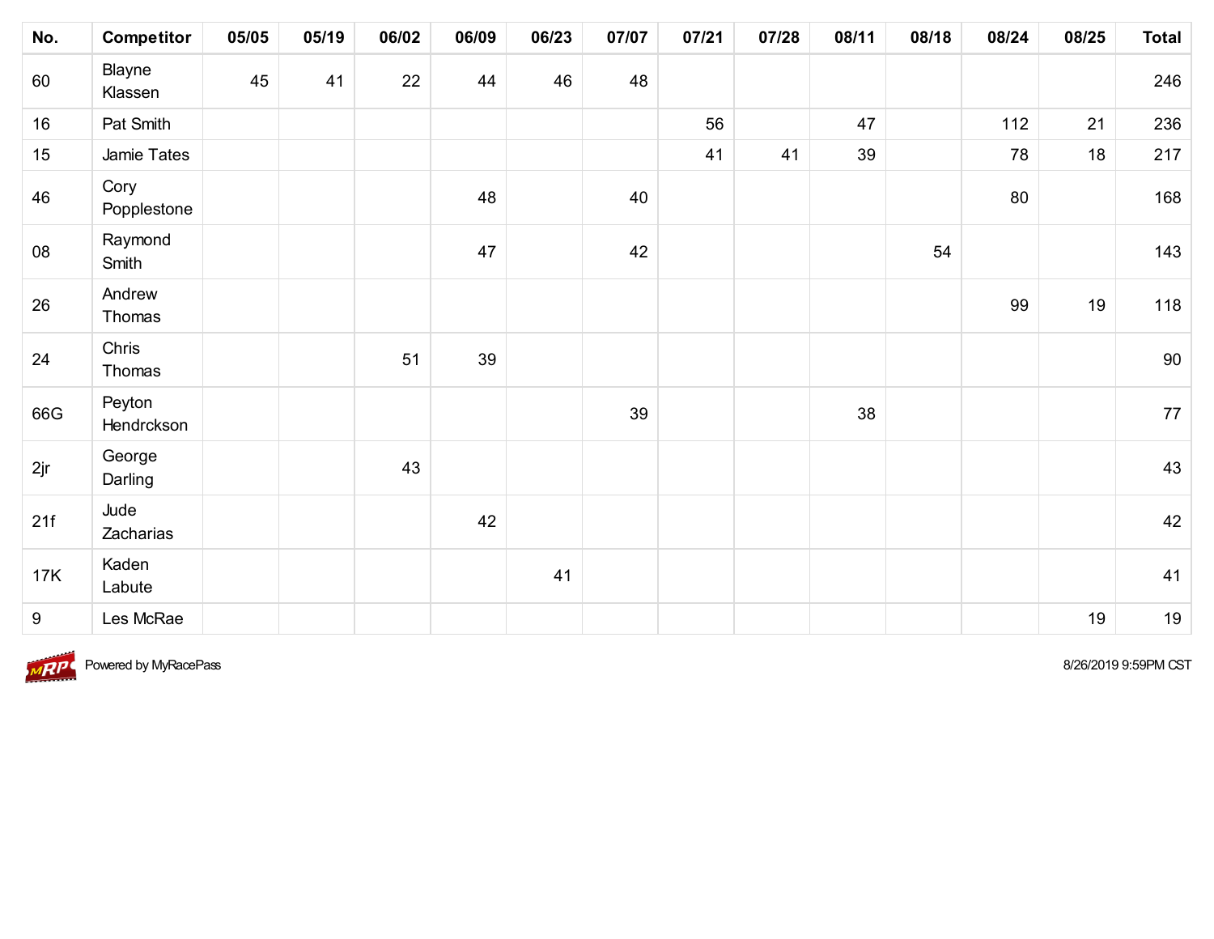| No. | Competitor | 05/05 | 05/19 | 06/02 | 06/09 | 06/23 | 07/07 | 07/21 | 07/28 | 08/11 | 08/18 | 08/24 | 08/25 | Total |
|---|---|---|---|---|---|---|---|---|---|---|---|---|---|---|
| 60 | Blayne Klassen | 45 | 41 | 22 | 44 | 46 | 48 | | | | | | | 246 |
| 16 | Pat Smith | | | | | | | 56 | | 47 | | 112 | 21 | 236 |
| 15 | Jamie Tates | | | | | | | 41 | 41 | 39 | | 78 | 18 | 217 |
| 46 | Cory Popplestone | | | | 48 | | 40 | | | | | 80 | | 168 |
| 08 | Raymond Smith | | | | 47 | | 42 | | | | 54 | | | 143 |
| 26 | Andrew Thomas | | | | | | | | | | | 99 | 19 | 118 |
| 24 | Chris Thomas | | | 51 | 39 | | | | | | | | | 90 |
| 66G | Peyton Hendrckson | | | | | | 39 | | | 38 | | | | 77 |
| 2jr | George Darling | | | 43 | | | | | | | | | | 43 |
| 21f | Jude Zacharias | | | | 42 | | | | | | | | | 42 |
| 17K | Kaden Labute | | | | | 41 | | | | | | | | 41 |
| 9 | Les McRae | | | | | | | | | | | | 19 | 19 |

Powered by MyRacePass

8/26/2019 9:59PM CST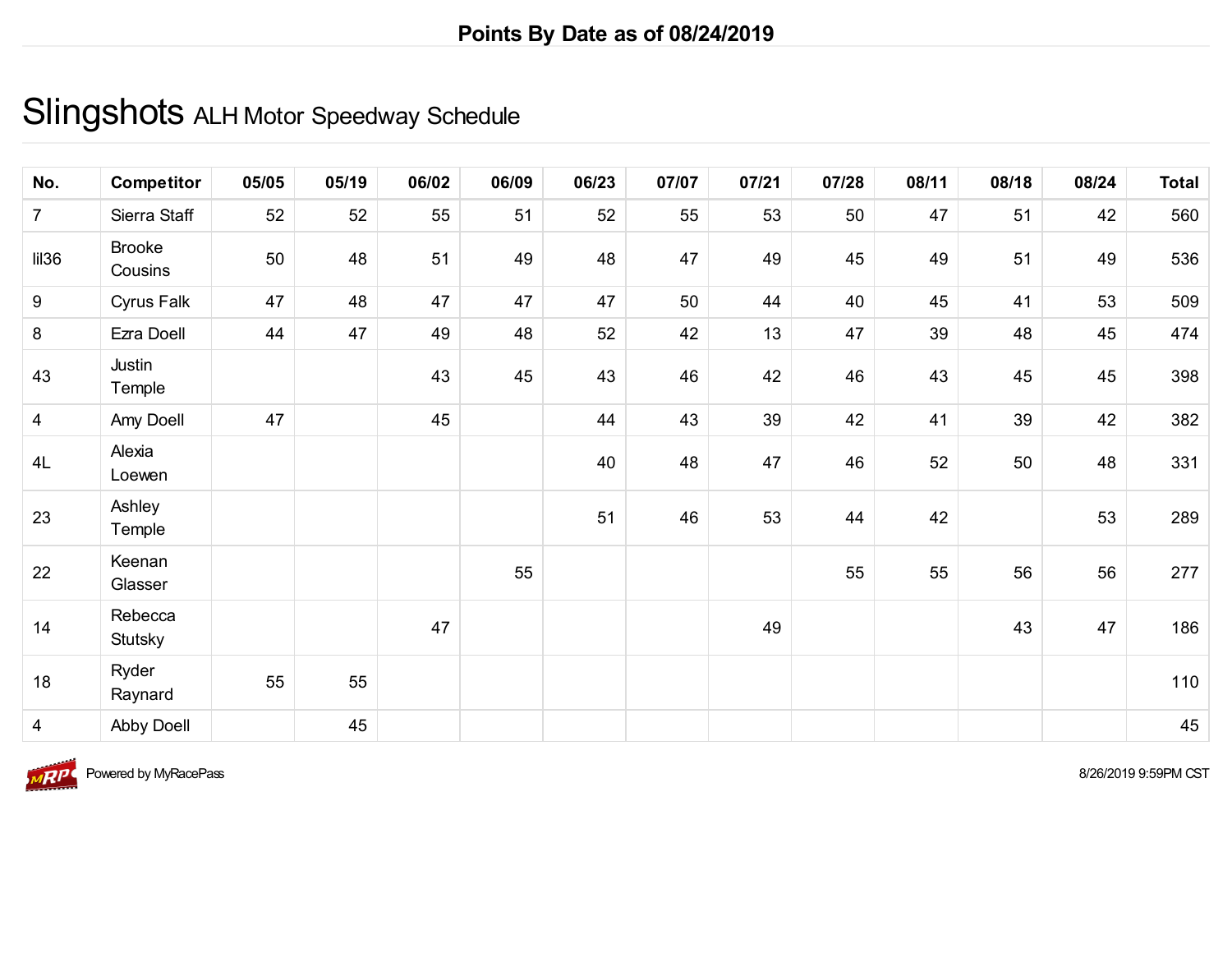**Points By Date as of 08/24/2019**

# Slingshots ALH Motor Speedway Schedule

| No. | Competitor | 05/05 | 05/19 | 06/02 | 06/09 | 06/23 | 07/07 | 07/21 | 07/28 | 08/11 | 08/18 | 08/24 | Total |
|---|---|---|---|---|---|---|---|---|---|---|---|---|---|
| 7 | Sierra Staff | 52 | 52 | 55 | 51 | 52 | 55 | 53 | 50 | 47 | 51 | 42 | 560 |
| lil36 | Brooke Cousins | 50 | 48 | 51 | 49 | 48 | 47 | 49 | 45 | 49 | 51 | 49 | 536 |
| 9 | Cyrus Falk | 47 | 48 | 47 | 47 | 47 | 50 | 44 | 40 | 45 | 41 | 53 | 509 |
| 8 | Ezra Doell | 44 | 47 | 49 | 48 | 52 | 42 | 13 | 47 | 39 | 48 | 45 | 474 |
| 43 | Justin Temple | | | 43 | 45 | 43 | 46 | 42 | 46 | 43 | 45 | 45 | 398 |
| 4 | Amy Doell | 47 | | 45 | | 44 | 43 | 39 | 42 | 41 | 39 | 42 | 382 |
| 4L | Alexia Loewen | | | | | 40 | 48 | 47 | 46 | 52 | 50 | 48 | 331 |
| 23 | Ashley Temple | | | | | 51 | 46 | 53 | 44 | 42 | | 53 | 289 |
| 22 | Keenan Glasser | | | | 55 | | | | 55 | 55 | 56 | 56 | 277 |
| 14 | Rebecca Stutsky | | | 47 | | | | 49 | | | 43 | 47 | 186 |
| 18 | Ryder Raynard | 55 | 55 | | | | | | | | | | 110 |
| 4 | Abby Doell | | 45 | | | | | | | | | | 45 |

Powered by MyRacePass

8/26/2019 9:59PM CST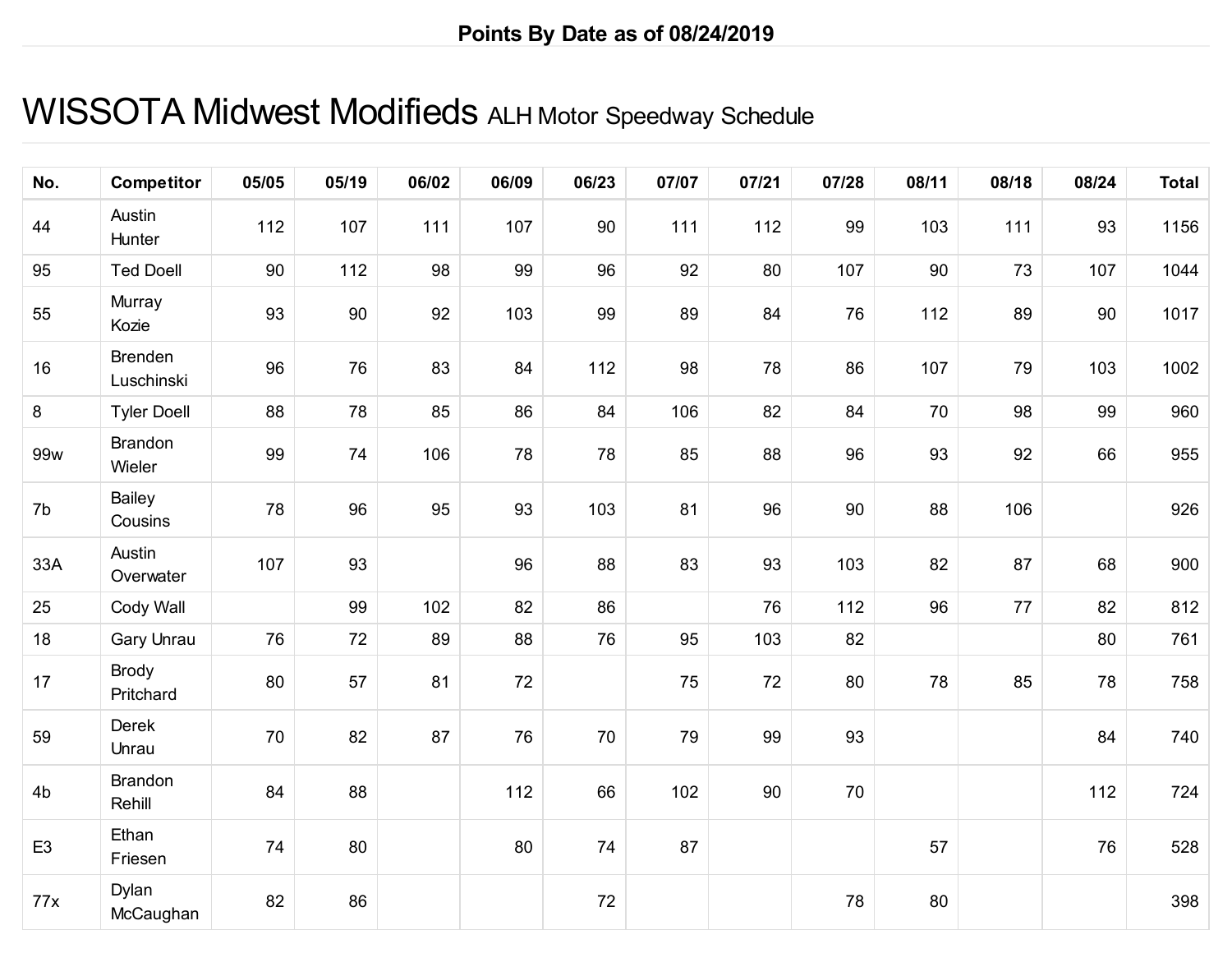**Points By Date as of 08/24/2019**

# WISSOTA Midwest Modifieds ALH Motor Speedway Schedule

| No. | Competitor | 05/05 | 05/19 | 06/02 | 06/09 | 06/23 | 07/07 | 07/21 | 07/28 | 08/11 | 08/18 | 08/24 | Total |
|---|---|---|---|---|---|---|---|---|---|---|---|---|---|
| 44 | Austin Hunter | 112 | 107 | 111 | 107 | 90 | 111 | 112 | 99 | 103 | 111 | 93 | 1156 |
| 95 | Ted Doell | 90 | 112 | 98 | 99 | 96 | 92 | 80 | 107 | 90 | 73 | 107 | 1044 |
| 55 | Murray Kozie | 93 | 90 | 92 | 103 | 99 | 89 | 84 | 76 | 112 | 89 | 90 | 1017 |
| 16 | Brenden Luschinski | 96 | 76 | 83 | 84 | 112 | 98 | 78 | 86 | 107 | 79 | 103 | 1002 |
| 8 | Tyler Doell | 88 | 78 | 85 | 86 | 84 | 106 | 82 | 84 | 70 | 98 | 99 | 960 |
| 99w | Brandon Wieler | 99 | 74 | 106 | 78 | 78 | 85 | 88 | 96 | 93 | 92 | 66 | 955 |
| 7b | Bailey Cousins | 78 | 96 | 95 | 93 | 103 | 81 | 96 | 90 | 88 | 106 | | 926 |
| 33A | Austin Overwater | 107 | 93 | | 96 | 88 | 83 | 93 | 103 | 82 | 87 | 68 | 900 |
| 25 | Cody Wall | | 99 | 102 | 82 | 86 | | 76 | 112 | 96 | 77 | 82 | 812 |
| 18 | Gary Unrau | 76 | 72 | 89 | 88 | 76 | 95 | 103 | 82 | | | 80 | 761 |
| 17 | Brody Pritchard | 80 | 57 | 81 | 72 | | 75 | 72 | 80 | 78 | 85 | 78 | 758 |
| 59 | Derek Unrau | 70 | 82 | 87 | 76 | 70 | 79 | 99 | 93 | | | 84 | 740 |
| 4b | Brandon Rehill | 84 | 88 | | 112 | 66 | 102 | 90 | 70 | | | 112 | 724 |
| E3 | Ethan Friesen | 74 | 80 | | 80 | 74 | 87 | | | 57 | | 76 | 528 |
| 77x | Dylan McCaughan | 82 | 86 | | | 72 | | | 78 | 80 | | | 398 |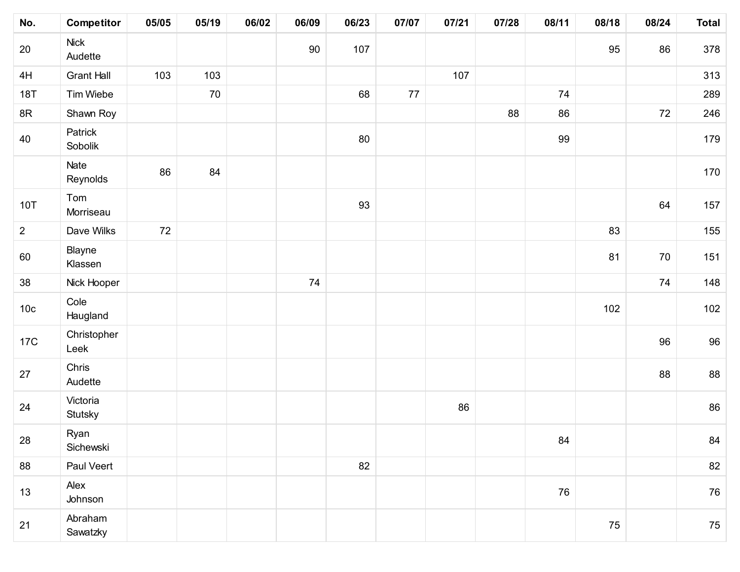| No. | Competitor | 05/05 | 05/19 | 06/02 | 06/09 | 06/23 | 07/07 | 07/21 | 07/28 | 08/11 | 08/18 | 08/24 | Total |
|---|---|---|---|---|---|---|---|---|---|---|---|---|---|
| 20 | Nick Audette | | | | 90 | 107 | | | | | 95 | 86 | 378 |
| 4H | Grant Hall | 103 | 103 | | | | | 107 | | | | | 313 |
| 18T | Tim Wiebe | | 70 | | | 68 | 77 | | | 74 | | | 289 |
| 8R | Shawn Roy | | | | | | | | 88 | 86 | | 72 | 246 |
| 40 | Patrick Sobolik | | | | | 80 | | | | 99 | | | 179 |
| | Nate Reynolds | 86 | 84 | | | | | | | | | | 170 |
| 10T | Tom Morriseau | | | | | 93 | | | | | | 64 | 157 |
| 2 | Dave Wilks | 72 | | | | | | | | | 83 | | 155 |
| 60 | Blayne Klassen | | | | | | | | | | 81 | 70 | 151 |
| 38 | Nick Hooper | | | | 74 | | | | | | | 74 | 148 |
| 10c | Cole Haugland | | | | | | | | | | 102 | | 102 |
| 17C | Christopher Leek | | | | | | | | | | | 96 | 96 |
| 27 | Chris Audette | | | | | | | | | | | 88 | 88 |
| 24 | Victoria Stutsky | | | | | | | 86 | | | | | 86 |
| 28 | Ryan Sichewski | | | | | | | | | 84 | | | 84 |
| 88 | Paul Veert | | | | | 82 | | | | | | | 82 |
| 13 | Alex Johnson | | | | | | | | | 76 | | | 76 |
| 21 | Abraham Sawatzky | | | | | | | | | | 75 | | 75 |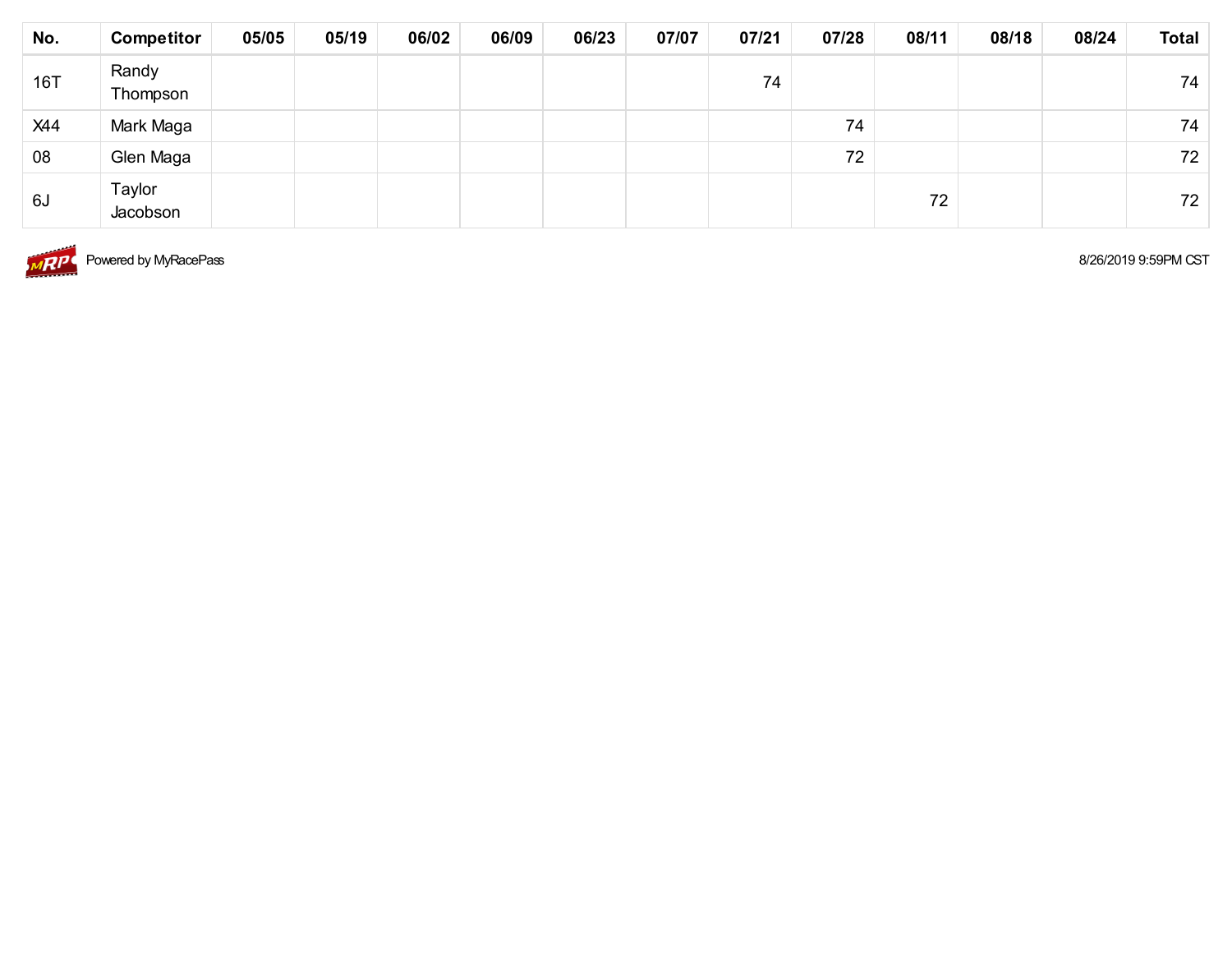| No. | Competitor | 05/05 | 05/19 | 06/02 | 06/09 | 06/23 | 07/07 | 07/21 | 07/28 | 08/11 | 08/18 | 08/24 | Total |
|---|---|---|---|---|---|---|---|---|---|---|---|---|---|
| 16T | Randy Thompson | | | | | | | 74 | | | | | 74 |
| X44 | Mark Maga | | | | | | | | 74 | | | | 74 |
| 08 | Glen Maga | | | | | | | | 72 | | | | 72 |
| 6J | Taylor Jacobson | | | | | | | | | 72 | | | 72 |

Powered by MyRacePass

8/26/2019 9:59PM CST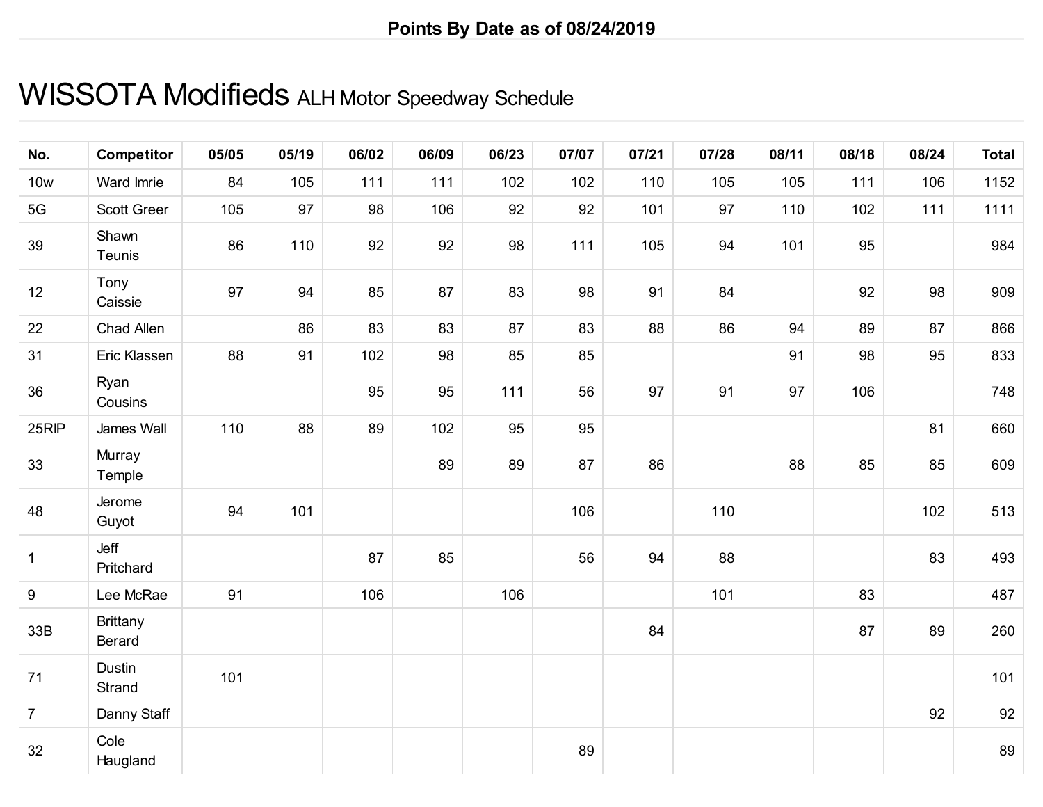**Points By Date as of 08/24/2019**

# WISSOTA Modifieds ALH Motor Speedway Schedule

| No. | Competitor | 05/05 | 05/19 | 06/02 | 06/09 | 06/23 | 07/07 | 07/21 | 07/28 | 08/11 | 08/18 | 08/24 | Total |
|---|---|---|---|---|---|---|---|---|---|---|---|---|---|
| 10w | Ward Imrie | 84 | 105 | 111 | 111 | 102 | 102 | 110 | 105 | 105 | 111 | 106 | 1152 |
| 5G | Scott Greer | 105 | 97 | 98 | 106 | 92 | 92 | 101 | 97 | 110 | 102 | 111 | 1111 |
| 39 | Shawn Teunis | 86 | 110 | 92 | 92 | 98 | 111 | 105 | 94 | 101 | 95 | | 984 |
| 12 | Tony Caissie | 97 | 94 | 85 | 87 | 83 | 98 | 91 | 84 | | 92 | 98 | 909 |
| 22 | Chad Allen | | 86 | 83 | 83 | 87 | 83 | 88 | 86 | 94 | 89 | 87 | 866 |
| 31 | Eric Klassen | 88 | 91 | 102 | 98 | 85 | 85 | | | 91 | 98 | 95 | 833 |
| 36 | Ryan Cousins | | | 95 | 95 | 111 | 56 | 97 | 91 | 97 | 106 | | 748 |
| 25RIP | James Wall | 110 | 88 | 89 | 102 | 95 | 95 | | | | | 81 | 660 |
| 33 | Murray Temple | | | | 89 | 89 | 87 | 86 | | 88 | 85 | 85 | 609 |
| 48 | Jerome Guyot | 94 | 101 | | | | 106 | | 110 | | | 102 | 513 |
| 1 | Jeff Pritchard | | | 87 | 85 | | 56 | 94 | 88 | | | 83 | 493 |
| 9 | Lee McRae | 91 | | 106 | | 106 | | | 101 | | 83 | | 487 |
| 33B | Brittany Berard | | | | | | | 84 | | | 87 | 89 | 260 |
| 71 | Dustin Strand | 101 | | | | | | | | | | | 101 |
| 7 | Danny Staff | | | | | | | | | | | 92 | 92 |
| 32 | Cole Haugland | | | | | | 89 | | | | | | 89 |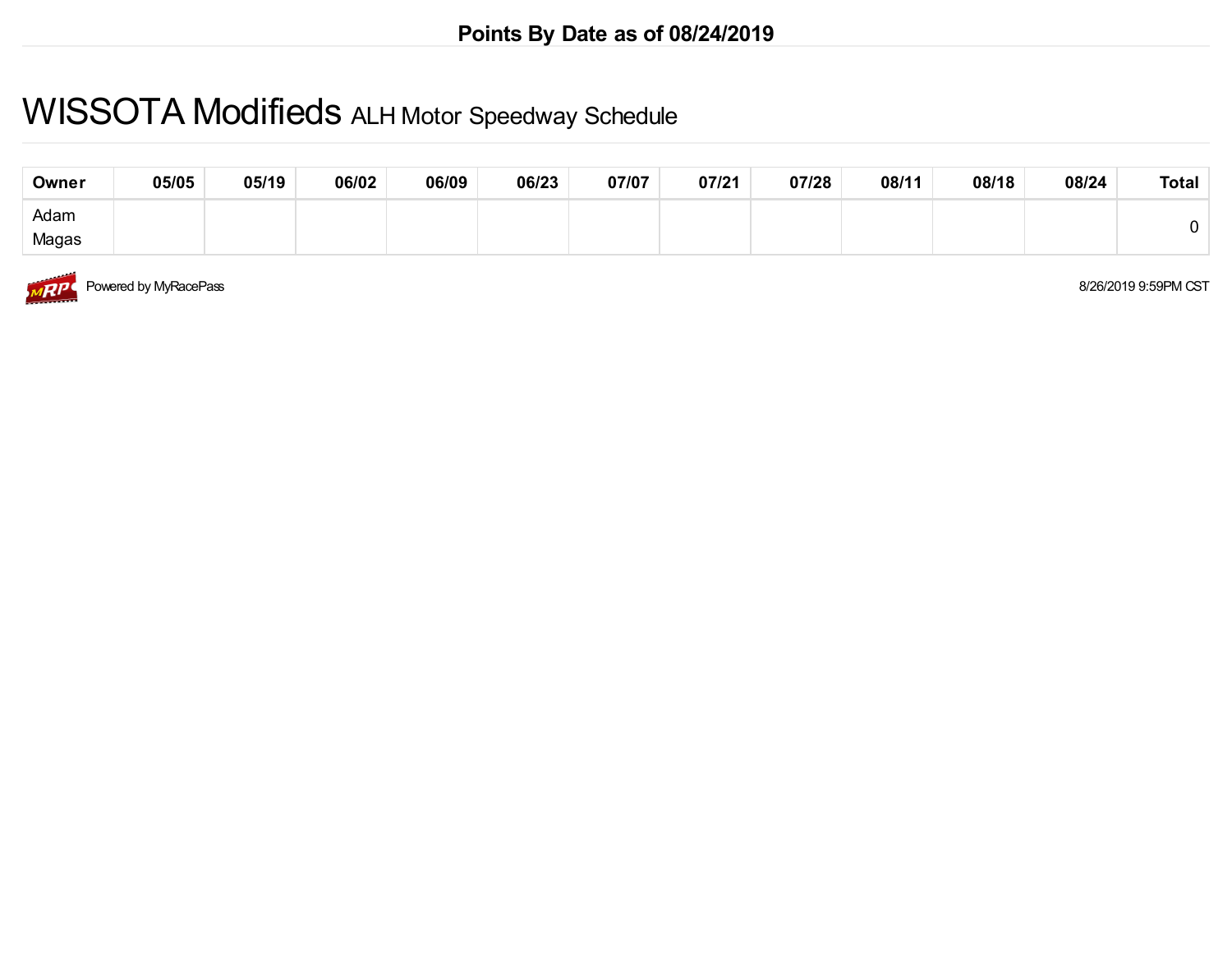**Points By Date as of 08/24/2019**

# WISSOTA Modifieds ALH Motor Speedway Schedule

| Owner | 05/05 | 05/19 | 06/02 | 06/09 | 06/23 | 07/07 | 07/21 | 07/28 | 08/11 | 08/18 | 08/24 | Total |
|---|---|---|---|---|---|---|---|---|---|---|---|---|
| Adam Magas | | | | | | | | | | | | 0 |

Powered by MyRacePass

8/26/2019 9:59PM CST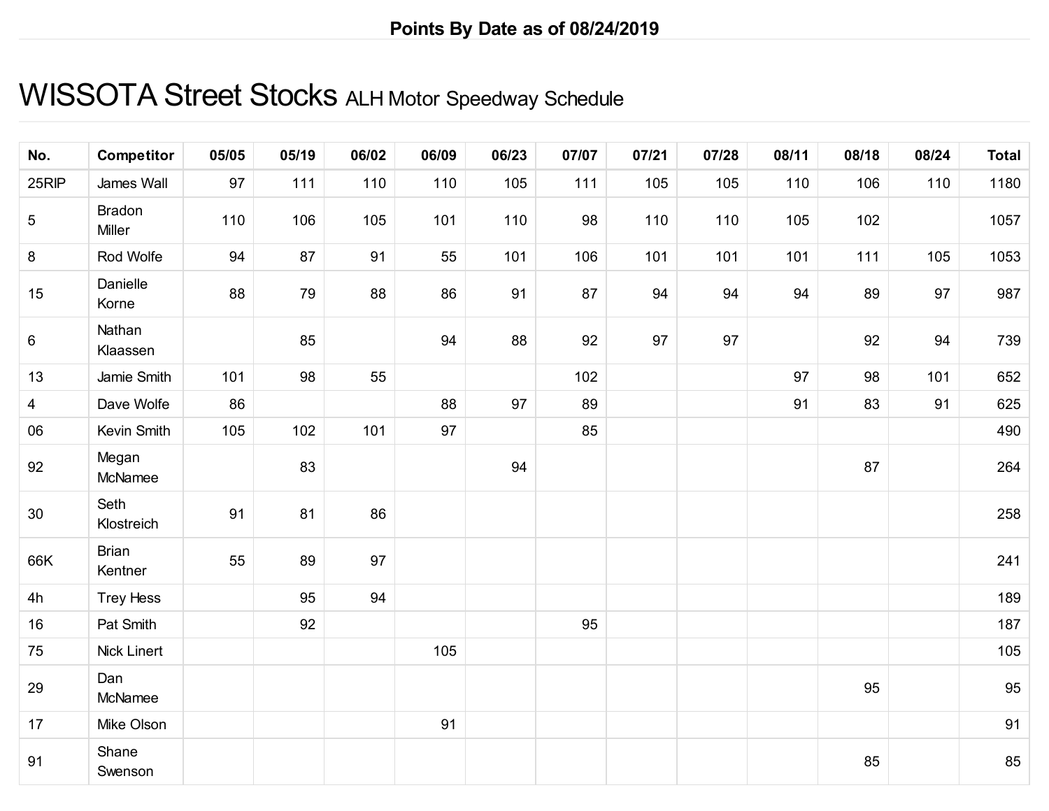**Points By Date as of 08/24/2019**

# WISSOTA Street Stocks ALH Motor Speedway Schedule

| No. | Competitor | 05/05 | 05/19 | 06/02 | 06/09 | 06/23 | 07/07 | 07/21 | 07/28 | 08/11 | 08/18 | 08/24 | Total |
|---|---|---|---|---|---|---|---|---|---|---|---|---|---|
| 25RIP | James Wall | 97 | 111 | 110 | 110 | 105 | 111 | 105 | 105 | 110 | 106 | 110 | 1180 |
| 5 | Bradon Miller | 110 | 106 | 105 | 101 | 110 | 98 | 110 | 110 | 105 | 102 | | 1057 |
| 8 | Rod Wolfe | 94 | 87 | 91 | 55 | 101 | 106 | 101 | 101 | 101 | 111 | 105 | 1053 |
| 15 | Danielle Korne | 88 | 79 | 88 | 86 | 91 | 87 | 94 | 94 | 94 | 89 | 97 | 987 |
| 6 | Nathan Klaassen | | 85 | | 94 | 88 | 92 | 97 | 97 | | 92 | 94 | 739 |
| 13 | Jamie Smith | 101 | 98 | 55 | | | 102 | | | 97 | 98 | 101 | 652 |
| 4 | Dave Wolfe | 86 | | | 88 | 97 | 89 | | | 91 | 83 | 91 | 625 |
| 06 | Kevin Smith | 105 | 102 | 101 | 97 | | 85 | | | | | | 490 |
| 92 | Megan McNamee | | 83 | | | 94 | | | | | 87 | | 264 |
| 30 | Seth Klostreich | 91 | 81 | 86 | | | | | | | | | 258 |
| 66K | Brian Kentner | 55 | 89 | 97 | | | | | | | | | 241 |
| 4h | Trey Hess | | 95 | 94 | | | | | | | | | 189 |
| 16 | Pat Smith | | 92 | | | | 95 | | | | | | 187 |
| 75 | Nick Linert | | | | 105 | | | | | | | | 105 |
| 29 | Dan McNamee | | | | | | | | | | 95 | | 95 |
| 17 | Mike Olson | | | | 91 | | | | | | | | 91 |
| 91 | Shane Swenson | | | | | | | | | | 85 | | 85 |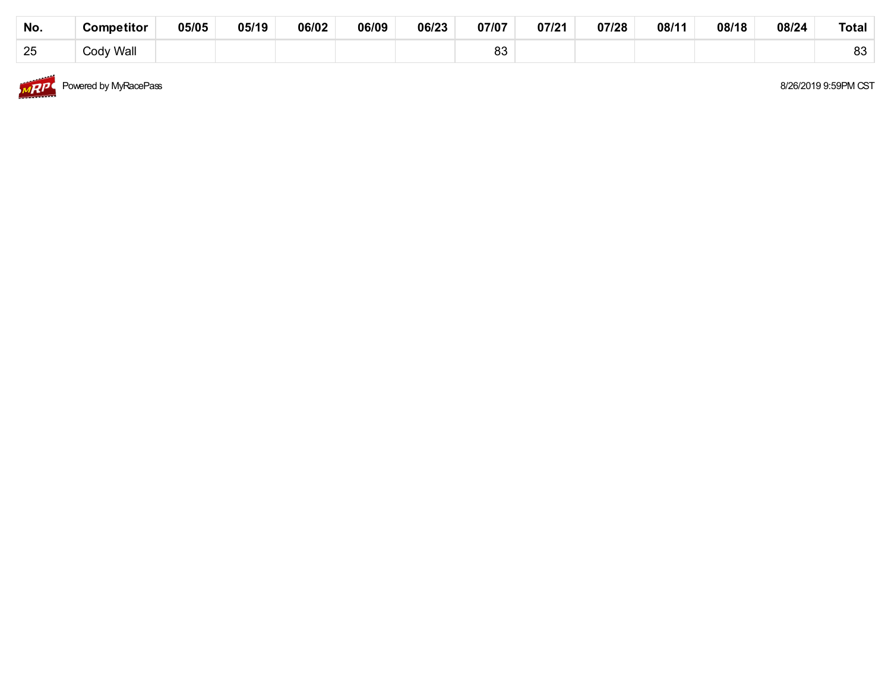| No. | Competitor | 05/05 | 05/19 | 06/02 | 06/09 | 06/23 | 07/07 | 07/21 | 07/28 | 08/11 | 08/18 | 08/24 | Total |
|---|---|---|---|---|---|---|---|---|---|---|---|---|---|
| 25 | Cody Wall | | | | | | 83 | | | | | | 83 |

Powered by MyRacePass

8/26/2019 9:59PM CST